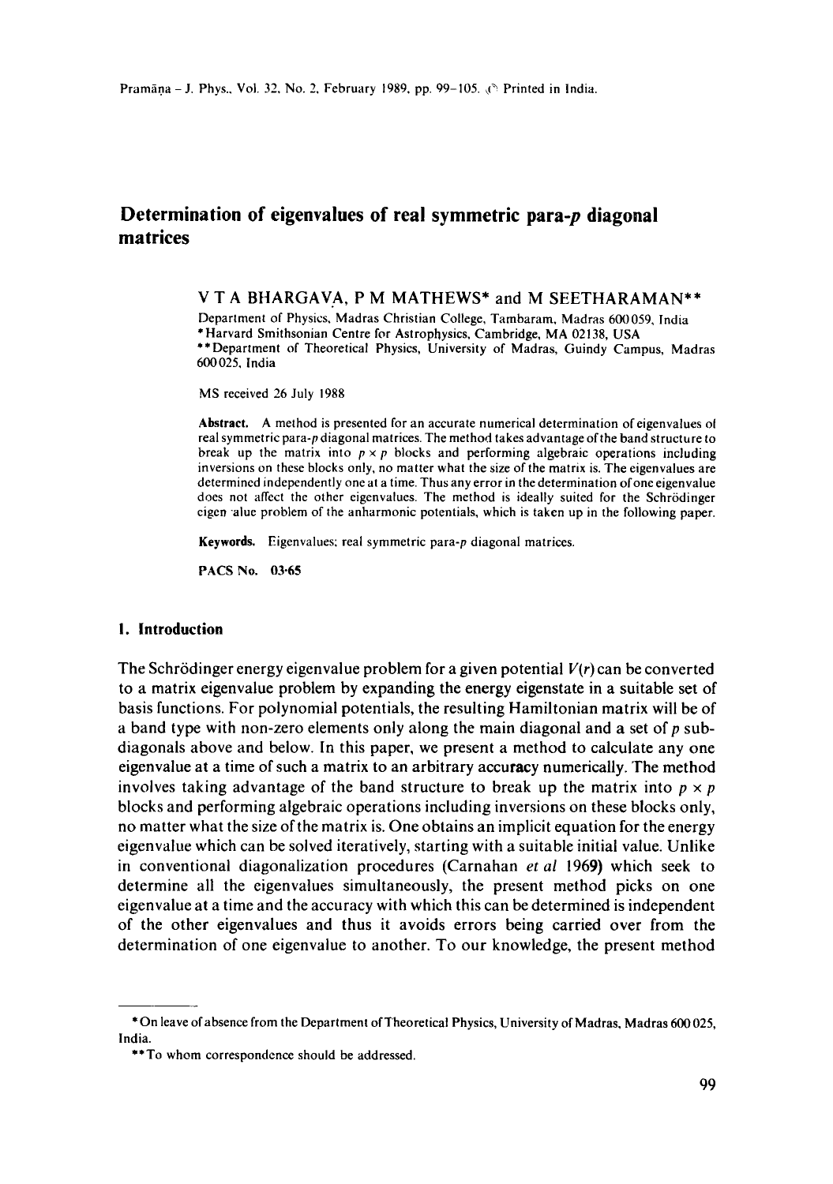# Determination of eigenvalues of real symmetric para-$p$ diagonal matrices

V T A BHARGAVA, P M MATHEWS* and M SEETHARAMAN**

Department of Physics, Madras Christian College, Tambaram, Madras 600 059, India
*Harvard Smithsonian Centre for Astrophysics, Cambridge, MA 02138, USA
**Department of Theoretical Physics, University of Madras, Guindy Campus, Madras 600 025, India

MS received 26 July 1988

**Abstract.** A method is presented for an accurate numerical determination of eigenvalues of real symmetric para-$p$ diagonal matrices. The method takes advantage of the band structure to break up the matrix into $p \times p$ blocks and performing algebraic operations including inversions on these blocks only, no matter what the size of the matrix is. The eigenvalues are determined independently one at a time. Thus any error in the determination of one eigenvalue does not affect the other eigenvalues. The method is ideally suited for the Schrödinger eigenvalue problem of the anharmonic potentials, which is taken up in the following paper.

**Keywords.** Eigenvalues; real symmetric para-$p$ diagonal matrices.

**PACS No.** 03·65

## 1. Introduction

The Schrödinger energy eigenvalue problem for a given potential $V(r)$ can be converted to a matrix eigenvalue problem by expanding the energy eigenstate in a suitable set of basis functions. For polynomial potentials, the resulting Hamiltonian matrix will be of a band type with non-zero elements only along the main diagonal and a set of $p$ sub-diagonals above and below. In this paper, we present a method to calculate any one eigenvalue at a time of such a matrix to an arbitrary accuracy numerically. The method involves taking advantage of the band structure to break up the matrix into $p \times p$ blocks and performing algebraic operations including inversions on these blocks only, no matter what the size of the matrix is. One obtains an implicit equation for the energy eigenvalue which can be solved iteratively, starting with a suitable initial value. Unlike in conventional diagonalization procedures (Carnahan *et al* 1969) which seek to determine all the eigenvalues simultaneously, the present method picks on one eigenvalue at a time and the accuracy with which this can be determined is independent of the other eigenvalues and thus it avoids errors being carried over from the determination of one eigenvalue to another. To our knowledge, the present method

*On leave of absence from the Department of Theoretical Physics, University of Madras, Madras 600 025, India.

**To whom correspondence should be addressed.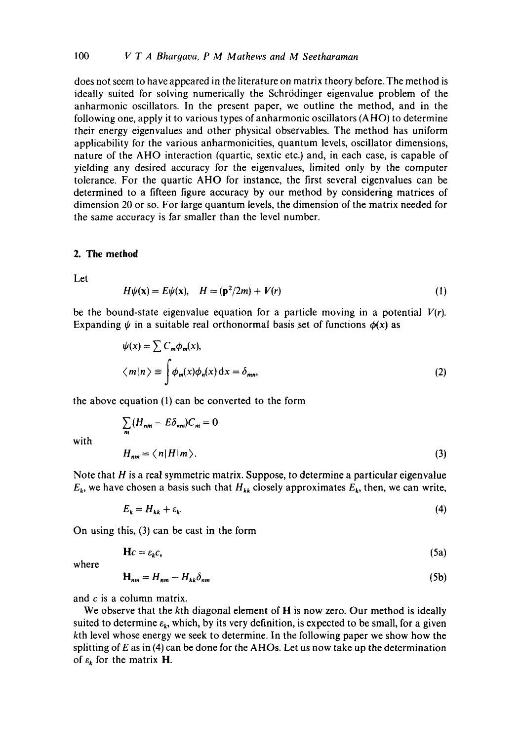does not seem to have appeared in the literature on matrix theory before. The method is ideally suited for solving numerically the Schrödinger eigenvalue problem of the anharmonic oscillators. In the present paper, we outline the method, and in the following one, apply it to various types of anharmonic oscillators (AHO) to determine their energy eigenvalues and other physical observables. The method has uniform applicability for the various anharmonicities, quantum levels, oscillator dimensions, nature of the AHO interaction (quartic, sextic etc.) and, in each case, is capable of yielding any desired accuracy for the eigenvalues, limited only by the computer tolerance. For the quartic AHO for instance, the first several eigenvalues can be determined to a fifteen figure accuracy by our method by considering matrices of dimension 20 or so. For large quantum levels, the dimension of the matrix needed for the same accuracy is far smaller than the level number.

## 2. The method

Let

$$H\psi(\mathbf{x}) = E\psi(\mathbf{x}), \quad H = (\mathbf{p}^2/2m) + V(r) \tag{1}$$

be the bound-state eigenvalue equation for a particle moving in a potential $V(r)$. Expanding $\psi$ in a suitable real orthonormal basis set of functions $\phi(x)$ as

$$\psi(x) = \sum C_m \phi_m(x),$$

$$\langle m|n\rangle \equiv \int \phi_m(x)\phi_n(x)\,\mathrm{d}x = \delta_{mn}, \tag{2}$$

the above equation (1) can be converted to the form

$$\sum_m (H_{nm} - E\delta_{nm})C_m = 0$$

with

$$H_{nm} = \langle n|H|m\rangle. \tag{3}$$

Note that $H$ is a real symmetric matrix. Suppose, to determine a particular eigenvalue $E_k$, we have chosen a basis such that $H_{kk}$ closely approximates $E_k$, then, we can write,

$$E_k = H_{kk} + \varepsilon_k. \tag{4}$$

On using this, (3) can be cast in the form

$$\mathbf{H}c = \varepsilon_k c, \tag{5a}$$

where

$$\mathbf{H}_{nm} = H_{nm} - H_{kk}\delta_{nm} \tag{5b}$$

and $c$ is a column matrix.

We observe that the $k$th diagonal element of $\mathbf{H}$ is now zero. Our method is ideally suited to determine $\varepsilon_k$, which, by its very definition, is expected to be small, for a given $k$th level whose energy we seek to determine. In the following paper we show how the splitting of $E$ as in (4) can be done for the AHOs. Let us now take up the determination of $\varepsilon_k$ for the matrix $\mathbf{H}$.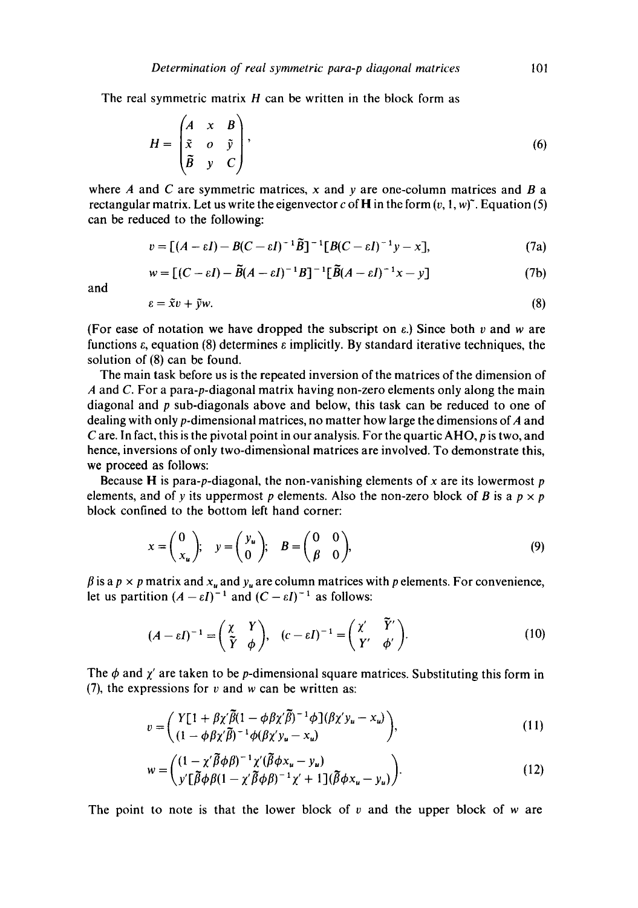The real symmetric matrix $H$ can be written in the block form as

$$H = \begin{pmatrix} A & x & B \\ \tilde{x} & o & \tilde{y} \\ \tilde{B} & y & C \end{pmatrix}, \tag{6}$$

where $A$ and $C$ are symmetric matrices, $x$ and $y$ are one-column matrices and $B$ a rectangular matrix. Let us write the eigenvector $c$ of $\mathbf{H}$ in the form $(v, 1, w)^{\sim}$. Equation (5) can be reduced to the following:

$$v = [(A - \varepsilon I) - B(C - \varepsilon I)^{-1}\tilde{B}]^{-1}[B(C - \varepsilon I)^{-1}y - x], \tag{7a}$$

$$w = [(C - \varepsilon I) - \tilde{B}(A - \varepsilon I)^{-1}B]^{-1}[\tilde{B}(A - \varepsilon I)^{-1}x - y] \tag{7b}$$

and

$$\varepsilon = \tilde{x}v + \tilde{y}w. \tag{8}$$

(For ease of notation we have dropped the subscript on $\varepsilon$.) Since both $v$ and $w$ are functions $\varepsilon$, equation (8) determines $\varepsilon$ implicitly. By standard iterative techniques, the solution of (8) can be found.

The main task before us is the repeated inversion of the matrices of the dimension of $A$ and $C$. For a para-$p$-diagonal matrix having non-zero elements only along the main diagonal and $p$ sub-diagonals above and below, this task can be reduced to one of dealing with only $p$-dimensional matrices, no matter how large the dimensions of $A$ and $C$ are. In fact, this is the pivotal point in our analysis. For the quartic AHO, $p$ is two, and hence, inversions of only two-dimensional matrices are involved. To demonstrate this, we proceed as follows:

Because $\mathbf{H}$ is para-$p$-diagonal, the non-vanishing elements of $x$ are its lowermost $p$ elements, and of $y$ its uppermost $p$ elements. Also the non-zero block of $B$ is a $p \times p$ block confined to the bottom left hand corner:

$$x = \begin{pmatrix} 0 \\ x_u \end{pmatrix}; \quad y = \begin{pmatrix} y_u \\ 0 \end{pmatrix}; \quad B = \begin{pmatrix} 0 & 0 \\ \beta & 0 \end{pmatrix}, \tag{9}$$

$\beta$ is a $p \times p$ matrix and $x_u$ and $y_u$ are column matrices with $p$ elements. For convenience, let us partition $(A - \varepsilon I)^{-1}$ and $(C - \varepsilon I)^{-1}$ as follows:

$$(A - \varepsilon I)^{-1} = \begin{pmatrix} \chi & Y \\ \tilde{Y} & \phi \end{pmatrix}, \quad (c - \varepsilon I)^{-1} = \begin{pmatrix} \chi' & \tilde{Y}' \\ Y' & \phi' \end{pmatrix}. \tag{10}$$

The $\phi$ and $\chi'$ are taken to be $p$-dimensional square matrices. Substituting this form in (7), the expressions for $v$ and $w$ can be written as:

$$v = \begin{pmatrix} Y[1 + \beta\chi'\tilde{\beta}(1 - \phi\beta\chi'\tilde{\beta})^{-1}\phi](\beta\chi' y_u - x_u) \\ (1 - \phi\beta\chi'\tilde{\beta})^{-1}\phi(\beta\chi' y_u - x_u) \end{pmatrix}, \tag{11}$$

$$w = \begin{pmatrix} (1 - \chi'\tilde{\beta}\phi\beta)^{-1}\chi'(\tilde{\beta}\phi x_u - y_u) \\ y'[\tilde{\beta}\phi\beta(1 - \chi'\tilde{\beta}\phi\beta)^{-1}\chi' + 1](\tilde{\beta}\phi x_u - y_u) \end{pmatrix}. \tag{12}$$

The point to note is that the lower block of $v$ and the upper block of $w$ are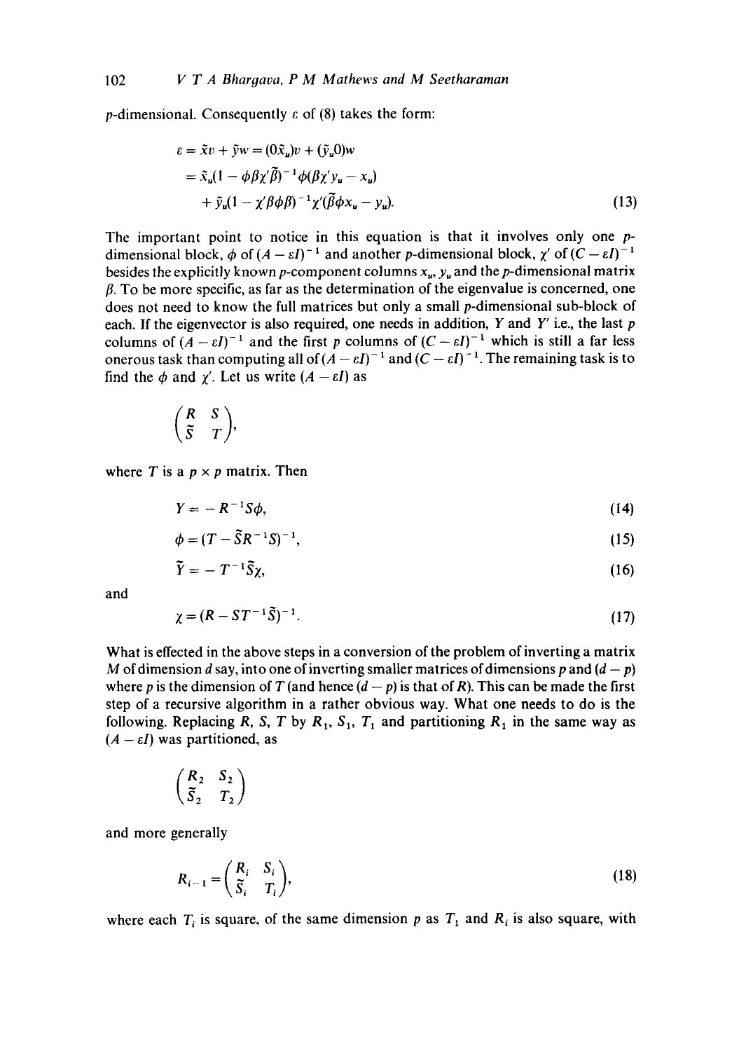$p$-dimensional. Consequently $\varepsilon$ of (8) takes the form:

$$
\begin{aligned}
\varepsilon &= \tilde{x}v + \tilde{y}w = (0\tilde{x}_u)v + (\tilde{y}_u 0)w \\
&= \tilde{x}_u(1 - \phi\beta\chi'\tilde{\beta})^{-1}\phi(\beta\chi' y_u - x_u) \\
&\quad + \tilde{y}_u(1 - \chi'\beta\phi\beta)^{-1}\chi'(\tilde{\beta}\phi x_u - y_u).
\end{aligned} \tag{13}
$$

The important point to notice in this equation is that it involves only one $p$-dimensional block, $\phi$ of $(A - \varepsilon I)^{-1}$ and another $p$-dimensional block, $\chi'$ of $(C - \varepsilon I)^{-1}$ besides the explicitly known $p$-component columns $x_u$, $y_u$ and the $p$-dimensional matrix $\beta$. To be more specific, as far as the determination of the eigenvalue is concerned, one does not need to know the full matrices but only a small $p$-dimensional sub-block of each. If the eigenvector is also required, one needs in addition, $Y$ and $Y'$ i.e., the last $p$ columns of $(A - \varepsilon I)^{-1}$ and the first $p$ columns of $(C - \varepsilon I)^{-1}$ which is still a far less onerous task than computing all of $(A - \varepsilon I)^{-1}$ and $(C - \varepsilon I)^{-1}$. The remaining task is to find the $\phi$ and $\chi'$. Let us write $(A - \varepsilon I)$ as

$$
\begin{pmatrix} R & S \\ \tilde{S} & T \end{pmatrix},
$$

where $T$ is a $p \times p$ matrix. Then

$$
Y = -R^{-1}S\phi, \tag{14}
$$

$$
\phi = (T - \tilde{S}R^{-1}S)^{-1}, \tag{15}
$$

$$
\tilde{Y} = -T^{-1}\tilde{S}\chi, \tag{16}
$$

and

$$
\chi = (R - ST^{-1}\tilde{S})^{-1}. \tag{17}
$$

What is effected in the above steps in a conversion of the problem of inverting a matrix $M$ of dimension $d$ say, into one of inverting smaller matrices of dimensions $p$ and $(d - p)$ where $p$ is the dimension of $T$ (and hence $(d - p)$ is that of $R$). This can be made the first step of a recursive algorithm in a rather obvious way. What one needs to do is the following. Replacing $R$, $S$, $T$ by $R_1$, $S_1$, $T_1$ and partitioning $R_1$ in the same way as $(A - \varepsilon I)$ was partitioned, as

$$
\begin{pmatrix} R_2 & S_2 \\ \tilde{S}_2 & T_2 \end{pmatrix}
$$

and more generally

$$
R_{i-1} = \begin{pmatrix} R_i & S_i \\ \tilde{S}_i & T_i \end{pmatrix}, \tag{18}
$$

where each $T_i$ is square, of the same dimension $p$ as $T_1$ and $R_i$ is also square, with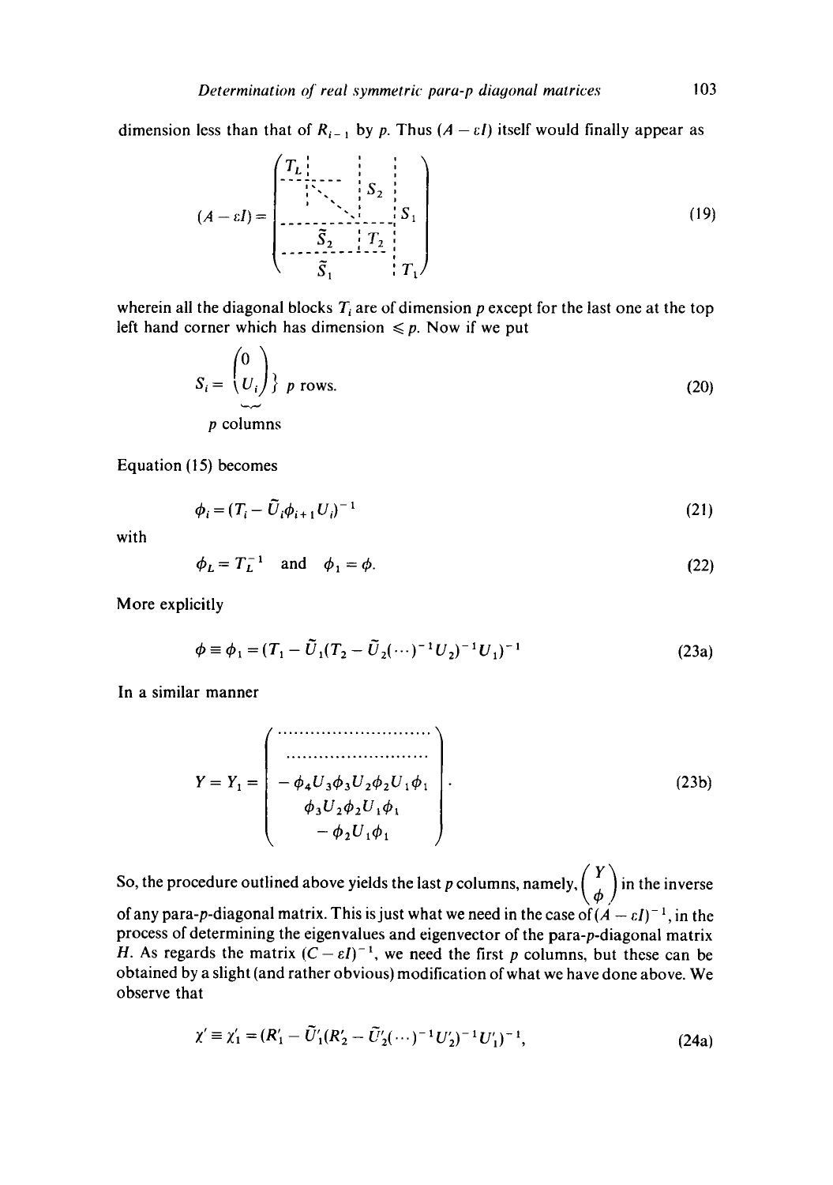dimension less than that of $R_{i-1}$ by $p$. Thus $(A - \varepsilon I)$ itself would finally appear as

$$(A - \varepsilon I) = \left(\begin{array}{ccc|c|c} T_L & & & & \\ \hline & \ddots & & S_2 & \\ & & \ddots & & S_1 \\ \hline & \tilde{S}_2 & & T_2 & \\ \hline & \tilde{S}_1 & & & T_1 \end{array}\right) \tag{19}$$

wherein all the diagonal blocks $T_i$ are of dimension $p$ except for the last one at the top left hand corner which has dimension $\leqslant p$. Now if we put

$$S_i = \underbrace{\begin{pmatrix} 0 \\ U_i \end{pmatrix}}_{p \text{ columns}} \} \; p \text{ rows.} \tag{20}$$

Equation (15) becomes

$$\phi_i = (T_i - \tilde{U}_i \phi_{i+1} U_i)^{-1} \tag{21}$$

with

$$\phi_L = T_L^{-1} \quad \text{and} \quad \phi_1 = \phi. \tag{22}$$

More explicitly

$$\phi \equiv \phi_1 = (T_1 - \tilde{U}_1(T_2 - \tilde{U}_2(\cdots)^{-1} U_2)^{-1} U_1)^{-1} \tag{23a}$$

In a similar manner

$$Y = Y_1 = \begin{pmatrix} \cdots\cdots\cdots\cdots\cdots\cdots\cdots\cdots \\ \cdots\cdots\cdots\cdots\cdots\cdots\cdots\cdots \\ -\phi_4 U_3 \phi_3 U_2 \phi_2 U_1 \phi_1 \\ \phi_3 U_2 \phi_2 U_1 \phi_1 \\ -\phi_2 U_1 \phi_1 \end{pmatrix}. \tag{23b}$$

So, the procedure outlined above yields the last $p$ columns, namely, $\begin{pmatrix} Y \\ \phi \end{pmatrix}$ in the inverse of any para-$p$-diagonal matrix. This is just what we need in the case of $(A - \varepsilon I)^{-1}$, in the process of determining the eigenvalues and eigenvector of the para-$p$-diagonal matrix $H$. As regards the matrix $(C - \varepsilon I)^{-1}$, we need the first $p$ columns, but these can be obtained by a slight (and rather obvious) modification of what we have done above. We observe that

$$\chi' \equiv \chi'_1 = (R'_1 - \tilde{U}'_1(R'_2 - \tilde{U}'_2(\cdots)^{-1} U'_2)^{-1} U'_1)^{-1}, \tag{24a}$$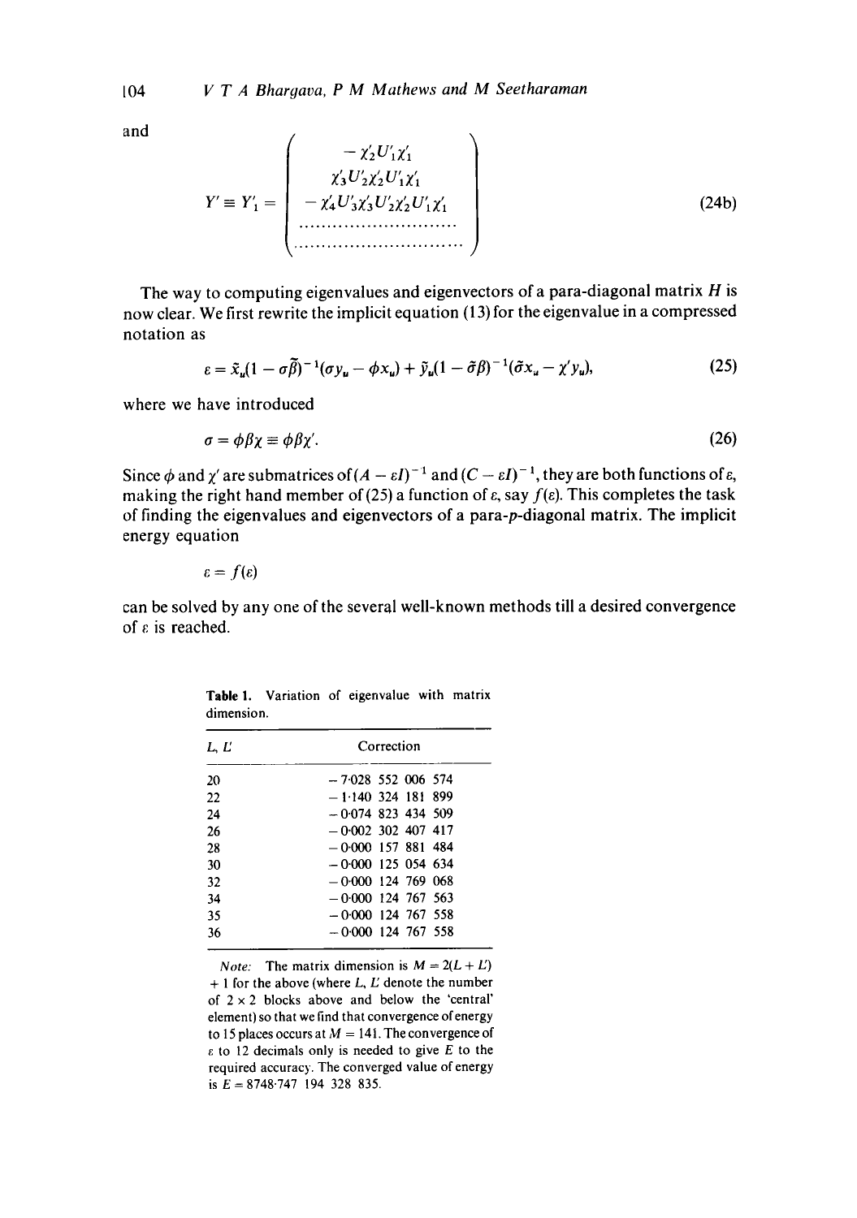and

$$
Y' \equiv Y'_1 = \begin{pmatrix} -\chi'_2 U'_1 \chi'_1 \\ \chi'_3 U'_2 \chi'_2 U'_1 \chi'_1 \\ -\chi'_4 U'_3 \chi'_3 U'_2 \chi'_2 U'_1 \chi'_1 \\ \cdots\cdots\cdots\cdots\cdots\cdots \\ \cdots\cdots\cdots\cdots\cdots\cdots \end{pmatrix} \tag{24b}
$$

The way to computing eigenvalues and eigenvectors of a para-diagonal matrix $H$ is now clear. We first rewrite the implicit equation (13) for the eigenvalue in a compressed notation as

$$
\varepsilon = \tilde{x}_u(1 - \sigma\tilde{\beta})^{-1}(\sigma y_u - \phi x_u) + \tilde{y}_u(1 - \tilde{\sigma}\beta)^{-1}(\tilde{\sigma}x_u - \chi' y_u), \tag{25}
$$

where we have introduced

$$
\sigma = \phi\beta\chi \equiv \phi\beta\chi'. \tag{26}
$$

Since $\phi$ and $\chi'$ are submatrices of $(A - \varepsilon I)^{-1}$ and $(C - \varepsilon I)^{-1}$, they are both functions of $\varepsilon$, making the right hand member of (25) a function of $\varepsilon$, say $f(\varepsilon)$. This completes the task of finding the eigenvalues and eigenvectors of a para-$p$-diagonal matrix. The implicit energy equation

$$
\varepsilon = f(\varepsilon)
$$

can be solved by any one of the several well-known methods till a desired convergence of $\varepsilon$ is reached.

**Table 1.** Variation of eigenvalue with matrix dimension.

| $L$, $L'$ | Correction |
|---|---|
| 20 | −7·028 552 006 574 |
| 22 | −1·140 324 181 899 |
| 24 | −0·074 823 434 509 |
| 26 | −0·002 302 407 417 |
| 28 | −0·000 157 881 484 |
| 30 | −0·000 125 054 634 |
| 32 | −0·000 124 769 068 |
| 34 | −0·000 124 767 563 |
| 35 | −0·000 124 767 558 |
| 36 | −0·000 124 767 558 |

*Note:* The matrix dimension is $M = 2(L + L') + 1$ for the above (where $L$, $L'$ denote the number of $2 \times 2$ blocks above and below the 'central' element) so that we find that convergence of energy to 15 places occurs at $M = 141$. The convergence of $\varepsilon$ to 12 decimals only is needed to give $E$ to the required accuracy. The converged value of energy is $E = 8748{\cdot}747\ 194\ 328\ 835$.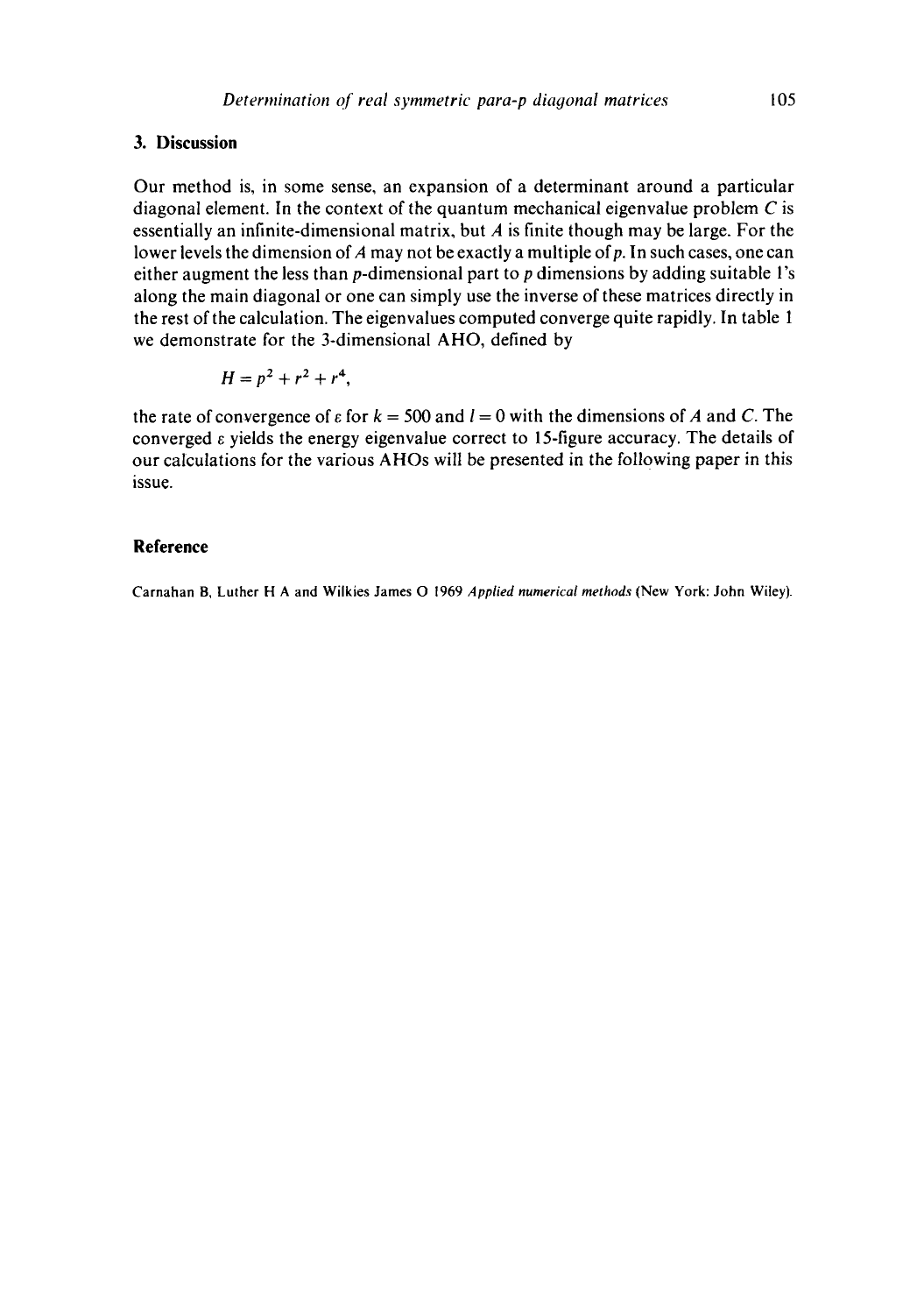## 3. Discussion

Our method is, in some sense, an expansion of a determinant around a particular diagonal element. In the context of the quantum mechanical eigenvalue problem $C$ is essentially an infinite-dimensional matrix, but $A$ is finite though may be large. For the lower levels the dimension of $A$ may not be exactly a multiple of $p$. In such cases, one can either augment the less than $p$-dimensional part to $p$ dimensions by adding suitable 1's along the main diagonal or one can simply use the inverse of these matrices directly in the rest of the calculation. The eigenvalues computed converge quite rapidly. In table 1 we demonstrate for the 3-dimensional AHO, defined by

$$H = p^2 + r^2 + r^4,$$

the rate of convergence of $\varepsilon$ for $k = 500$ and $l = 0$ with the dimensions of $A$ and $C$. The converged $\varepsilon$ yields the energy eigenvalue correct to 15-figure accuracy. The details of our calculations for the various AHOs will be presented in the following paper in this issue.

## Reference

Carnahan B, Luther H A and Wilkies James O 1969 *Applied numerical methods* (New York: John Wiley).